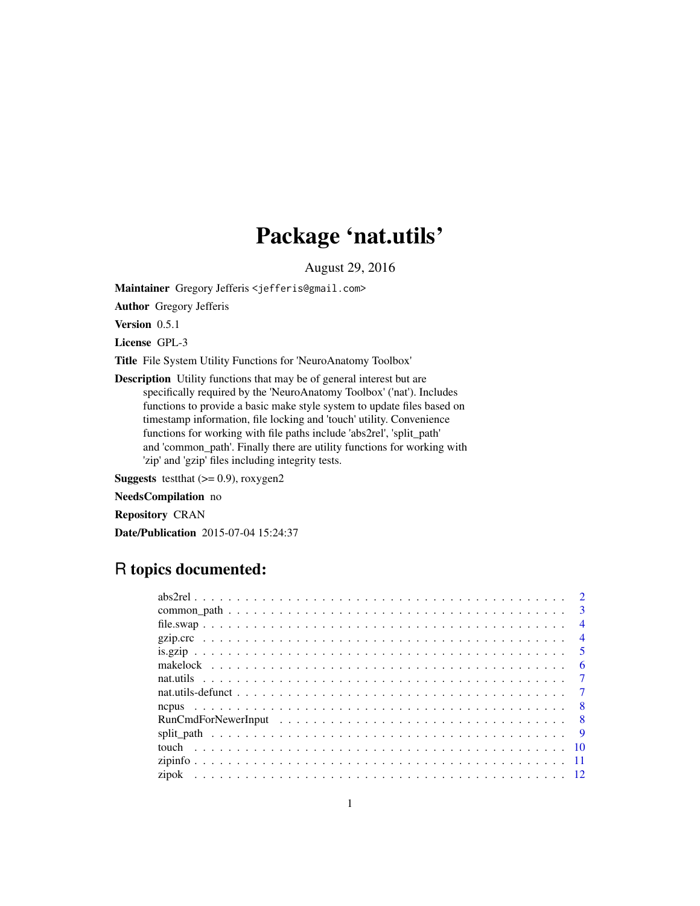# Package 'nat.utils'

August 29, 2016

**Maintainer** Gregory Jefferis <jefferis@gmail.com>

**Author** Gregory Jefferis

**Version** 0.5.1

**License** GPL-3

**Title** File System Utility Functions for 'NeuroAnatomy Toolbox'

**Description** Utility functions that may be of general interest but are specifically required by the 'NeuroAnatomy Toolbox' ('nat'). Includes functions to provide a basic make style system to update files based on timestamp information, file locking and 'touch' utility. Convenience functions for working with file paths include 'abs2rel', 'split_path' and 'common_path'. Finally there are utility functions for working with 'zip' and 'gzip' files including integrity tests.

**Suggests** testthat (>= 0.9), roxygen2

**NeedsCompilation** no

**Repository** CRAN

**Date/Publication** 2015-07-04 15:24:37

## R topics documented:

abs2rel . . . . . . . . . . . . . . . . . . . . . . . . . . . . . . . . . . . . . . . . . . 2
common_path . . . . . . . . . . . . . . . . . . . . . . . . . . . . . . . . . . . . . . . 3
file.swap . . . . . . . . . . . . . . . . . . . . . . . . . . . . . . . . . . . . . . . . . 4
gzip.crc . . . . . . . . . . . . . . . . . . . . . . . . . . . . . . . . . . . . . . . . . 4
is.gzip . . . . . . . . . . . . . . . . . . . . . . . . . . . . . . . . . . . . . . . . . . 5
makelock . . . . . . . . . . . . . . . . . . . . . . . . . . . . . . . . . . . . . . . . . 6
nat.utils . . . . . . . . . . . . . . . . . . . . . . . . . . . . . . . . . . . . . . . . . 7
nat.utils-defunct . . . . . . . . . . . . . . . . . . . . . . . . . . . . . . . . . . . . . 7
ncpus . . . . . . . . . . . . . . . . . . . . . . . . . . . . . . . . . . . . . . . . . . . 8
RunCmdForNewerInput . . . . . . . . . . . . . . . . . . . . . . . . . . . . . . . . . . 8
split_path . . . . . . . . . . . . . . . . . . . . . . . . . . . . . . . . . . . . . . . . 9
touch . . . . . . . . . . . . . . . . . . . . . . . . . . . . . . . . . . . . . . . . . . 10
zipinfo . . . . . . . . . . . . . . . . . . . . . . . . . . . . . . . . . . . . . . . . . . 11
zipok . . . . . . . . . . . . . . . . . . . . . . . . . . . . . . . . . . . . . . . . . . . 12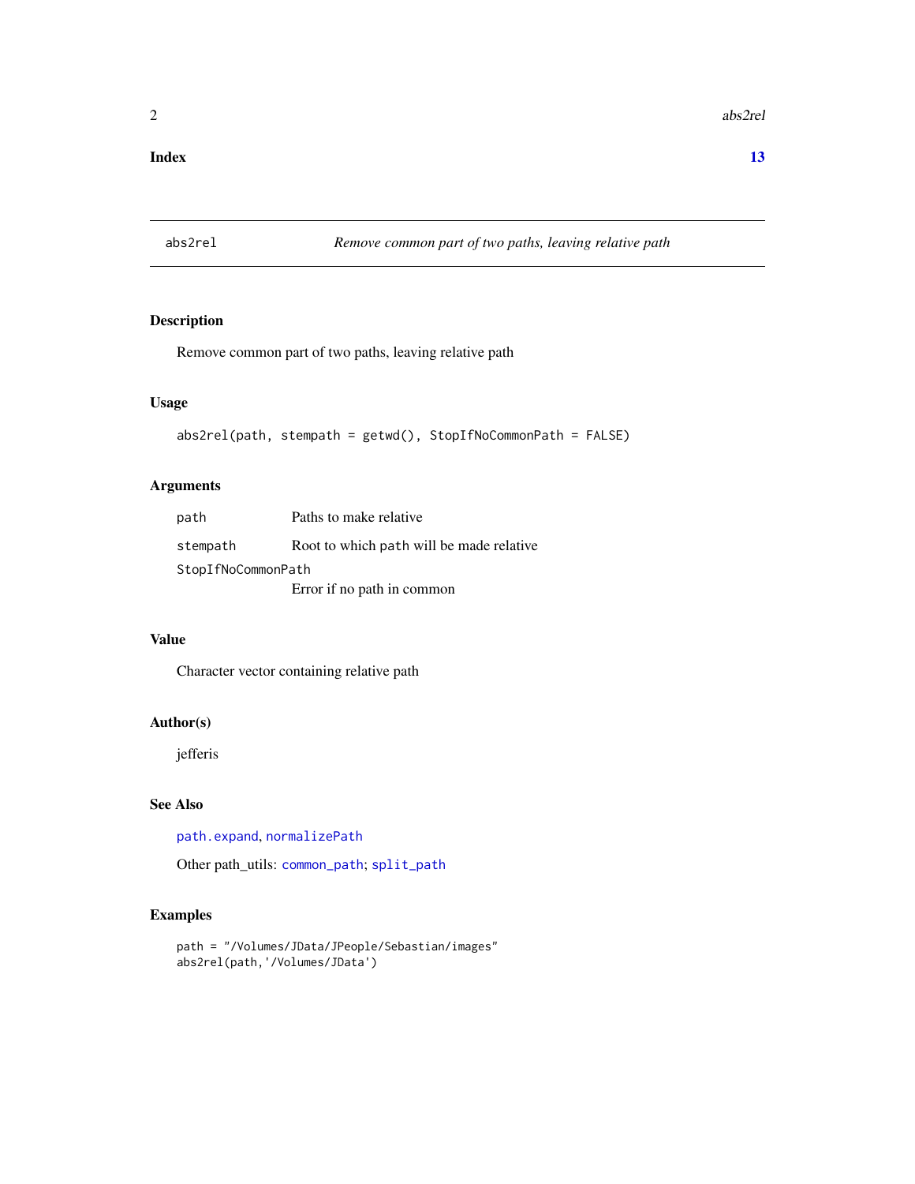**Index** **13**

---

abs2rel *Remove common part of two paths, leaving relative path*

---

## Description

Remove common part of two paths, leaving relative path

## Usage

```
abs2rel(path, stempath = getwd(), StopIfNoCommonPath = FALSE)
```

## Arguments

| | |
|---|---|
| `path` | Paths to make relative |
| `stempath` | Root to which `path` will be made relative |
| `StopIfNoCommonPath` | Error if no path in common |

## Value

Character vector containing relative path

## Author(s)

jefferis

## See Also

`path.expand`, `normalizePath`

Other path_utils: `common_path`; `split_path`

## Examples

```
path = "/Volumes/JData/JPeople/Sebastian/images"
abs2rel(path,'/Volumes/JData')
```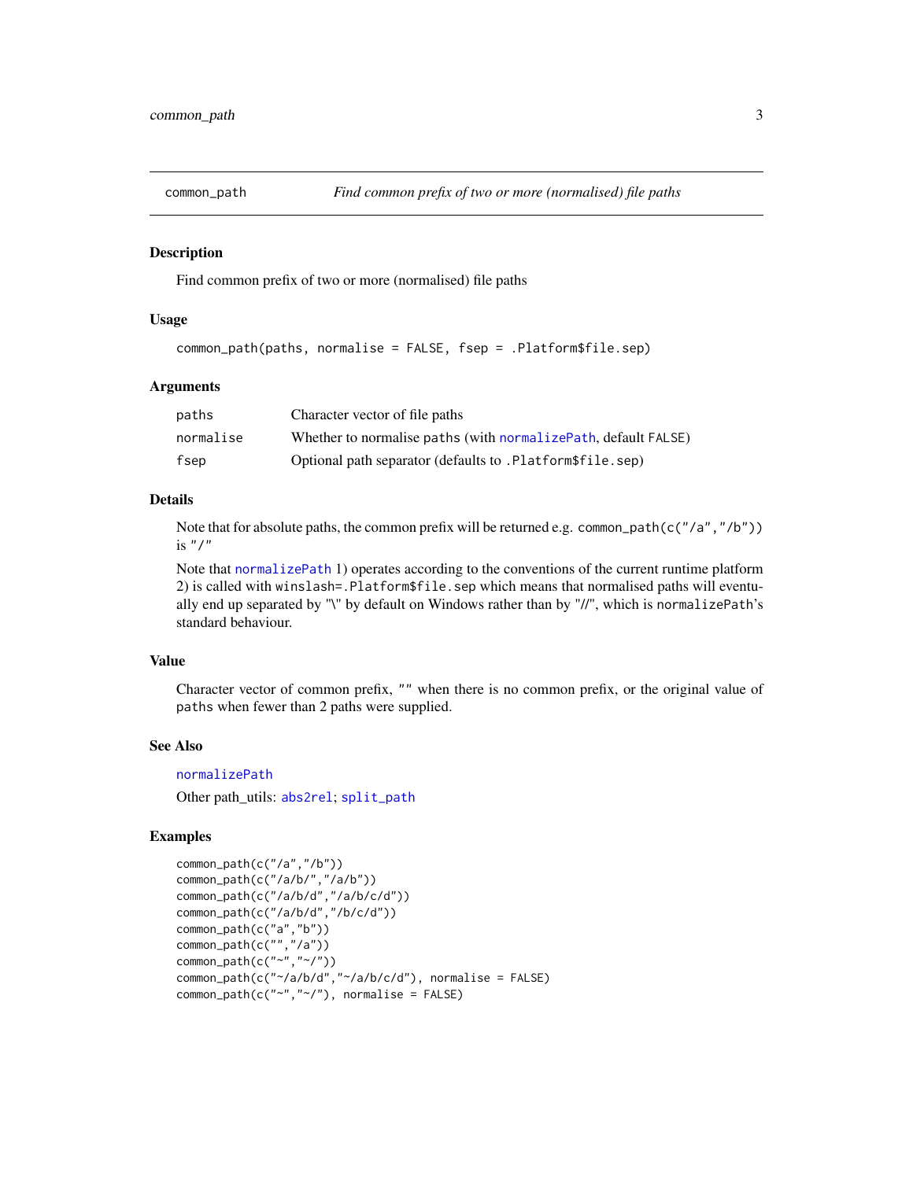# common_path — *Find common prefix of two or more (normalised) file paths*

## Description

Find common prefix of two or more (normalised) file paths

## Usage

```
common_path(paths, normalise = FALSE, fsep = .Platform$file.sep)
```

## Arguments

| | |
|---|---|
| `paths` | Character vector of file paths |
| `normalise` | Whether to normalise `paths` (with `normalizePath`, default `FALSE`) |
| `fsep` | Optional path separator (defaults to `.Platform$file.sep`) |

## Details

Note that for absolute paths, the common prefix will be returned e.g. `common_path(c("/a","/b"))` is `"/"`

Note that `normalizePath` 1) operates according to the conventions of the current runtime platform 2) is called with `winslash=.Platform$file.sep` which means that normalised paths will eventually end up separated by "\" by default on Windows rather than by "//", which is `normalizePath`'s standard behaviour.

## Value

Character vector of common prefix, `""` when there is no common prefix, or the original value of `paths` when fewer than 2 paths were supplied.

## See Also

`normalizePath`

Other path_utils: `abs2rel`; `split_path`

## Examples

```
common_path(c("/a","/b"))
common_path(c("/a/b/","/a/b"))
common_path(c("/a/b/d","/a/b/c/d"))
common_path(c("/a/b/d","/b/c/d"))
common_path(c("a","b"))
common_path(c("","/a"))
common_path(c("~","~/"))
common_path(c("~/a/b/d","~/a/b/c/d"), normalise = FALSE)
common_path(c("~","~/"), normalise = FALSE)
```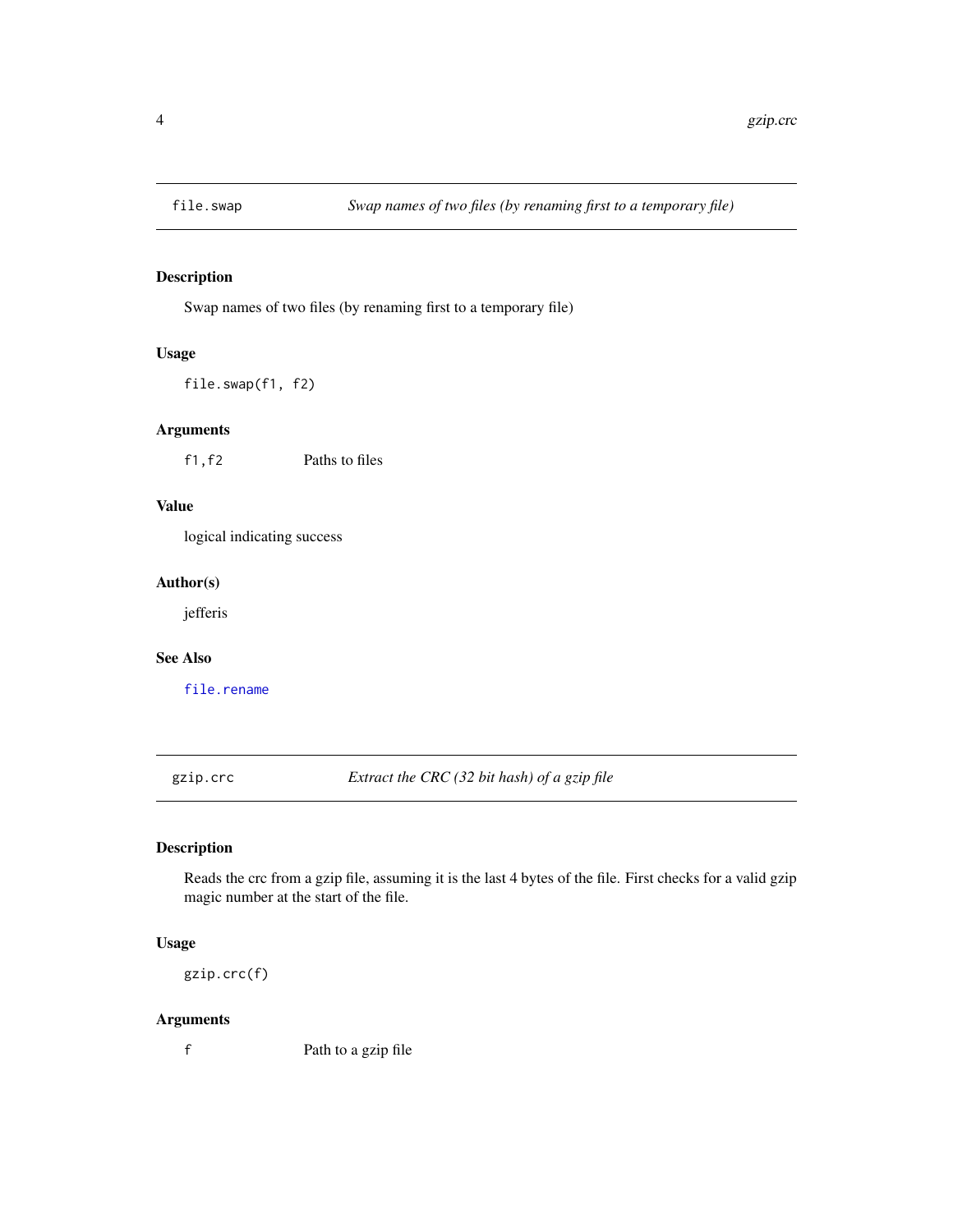## file.swap — *Swap names of two files (by renaming first to a temporary file)*

### Description

Swap names of two files (by renaming first to a temporary file)

### Usage

```
file.swap(f1, f2)
```

### Arguments

| | |
|---|---|
| `f1,f2` | Paths to files |

### Value

logical indicating success

### Author(s)

jefferis

### See Also

`file.rename`

## gzip.crc — *Extract the CRC (32 bit hash) of a gzip file*

### Description

Reads the crc from a gzip file, assuming it is the last 4 bytes of the file. First checks for a valid gzip magic number at the start of the file.

### Usage

```
gzip.crc(f)
```

### Arguments

| | |
|---|---|
| `f` | Path to a gzip file |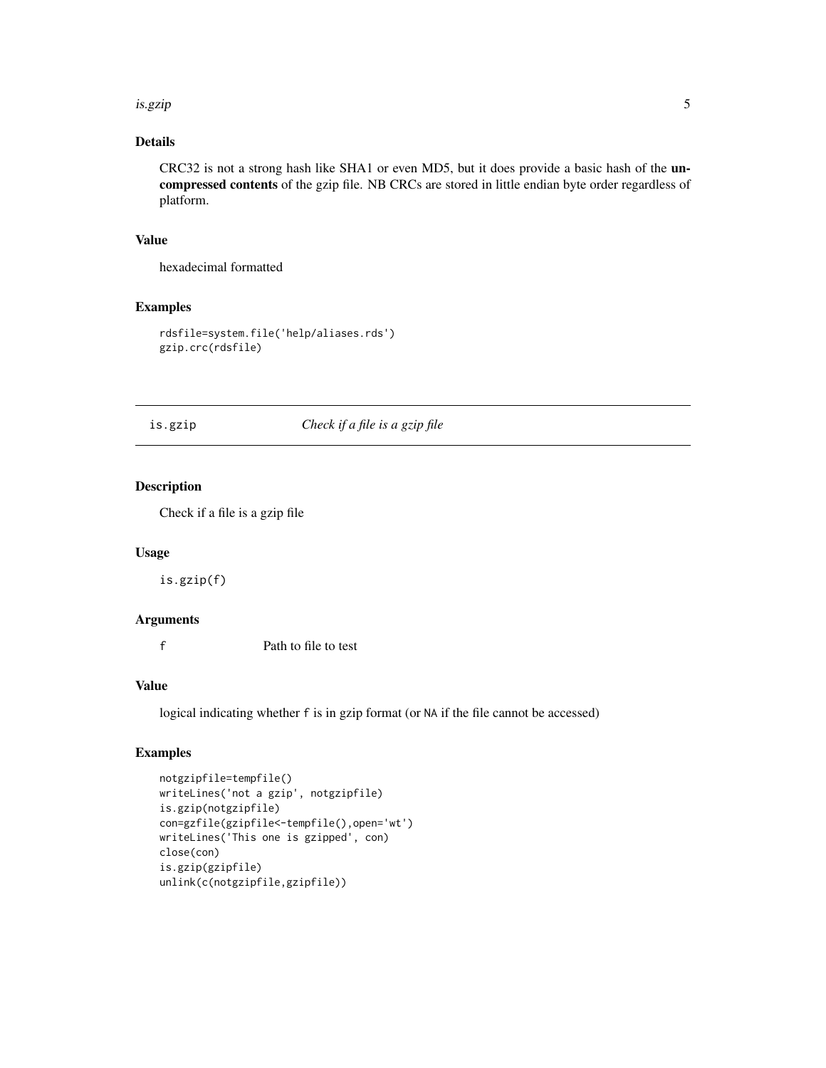## Details

CRC32 is not a strong hash like SHA1 or even MD5, but it does provide a basic hash of the **uncompressed contents** of the gzip file. NB CRCs are stored in little endian byte order regardless of platform.

## Value

hexadecimal formatted

## Examples

```
rdsfile=system.file('help/aliases.rds')
gzip.crc(rdsfile)
```

---

# is.gzip    *Check if a file is a gzip file*

## Description

Check if a file is a gzip file

## Usage

```
is.gzip(f)
```

## Arguments

| | |
|---|---|
| f | Path to file to test |

## Value

logical indicating whether `f` is in gzip format (or `NA` if the file cannot be accessed)

## Examples

```
notgzipfile=tempfile()
writeLines('not a gzip', notgzipfile)
is.gzip(notgzipfile)
con=gzfile(gzipfile<-tempfile(),open='wt')
writeLines('This one is gzipped', con)
close(con)
is.gzip(gzipfile)
unlink(c(notgzipfile,gzipfile))
```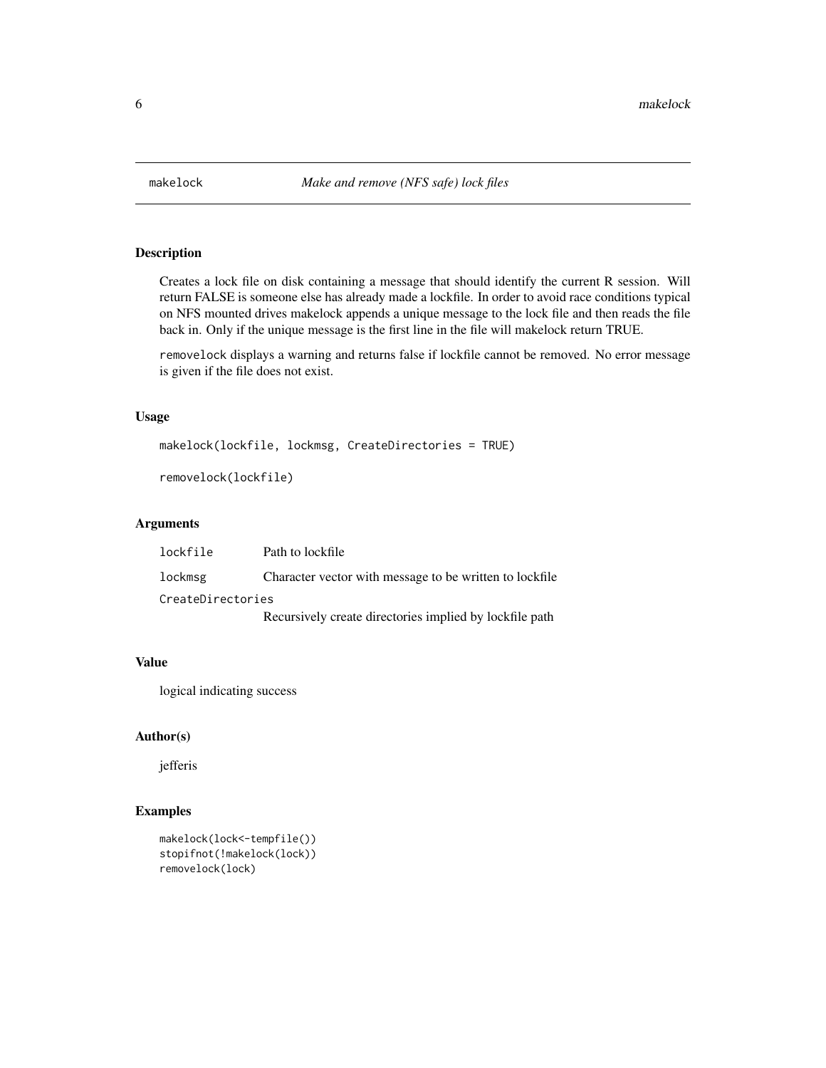# makelock — *Make and remove (NFS safe) lock files*

## Description

Creates a lock file on disk containing a message that should identify the current R session. Will return FALSE is someone else has already made a lockfile. In order to avoid race conditions typical on NFS mounted drives makelock appends a unique message to the lock file and then reads the file back in. Only if the unique message is the first line in the file will makelock return TRUE.

`removelock` displays a warning and returns false if lockfile cannot be removed. No error message is given if the file does not exist.

## Usage

```
makelock(lockfile, lockmsg, CreateDirectories = TRUE)

removelock(lockfile)
```

## Arguments

| | |
|---|---|
| `lockfile` | Path to lockfile |
| `lockmsg` | Character vector with message to be written to lockfile |
| `CreateDirectories` | Recursively create directories implied by lockfile path |

## Value

logical indicating success

## Author(s)

jefferis

## Examples

```
makelock(lock<-tempfile())
stopifnot(!makelock(lock))
removelock(lock)
```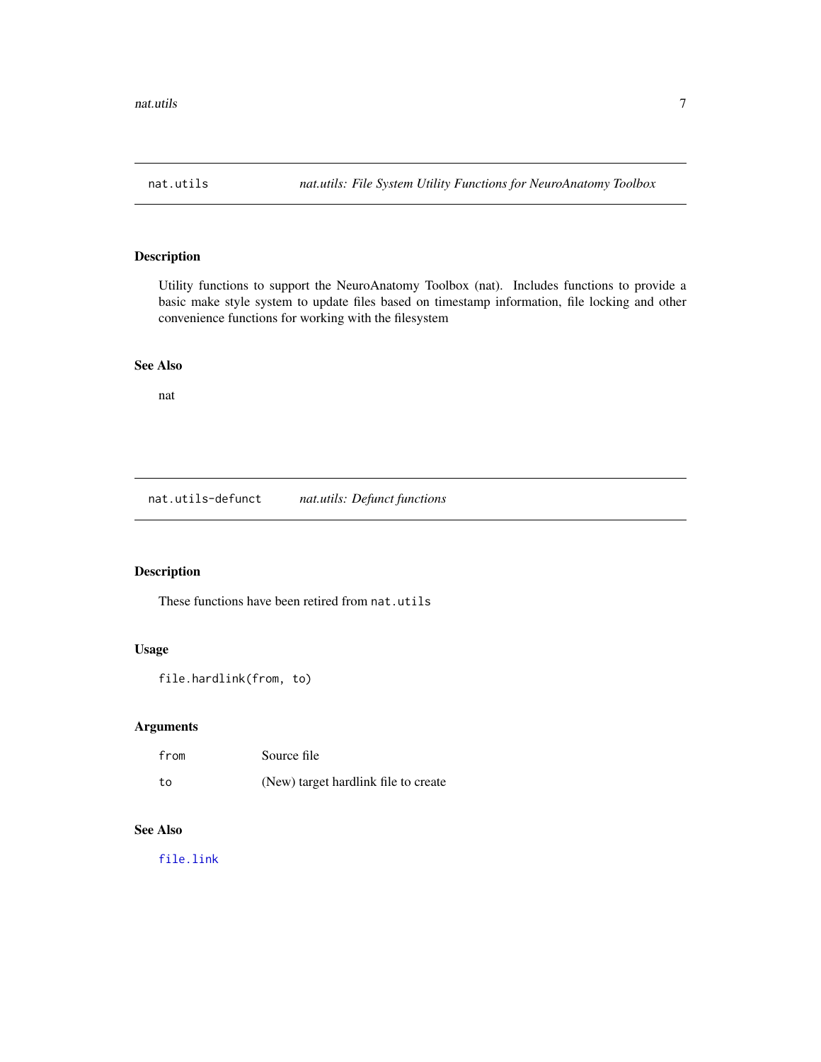## nat.utils — *nat.utils: File System Utility Functions for NeuroAnatomy Toolbox*

### Description

Utility functions to support the NeuroAnatomy Toolbox (nat). Includes functions to provide a basic make style system to update files based on timestamp information, file locking and other convenience functions for working with the filesystem

### See Also

nat

## nat.utils-defunct — *nat.utils: Defunct functions*

### Description

These functions have been retired from `nat.utils`

### Usage

```
file.hardlink(from, to)
```

### Arguments

| | |
|---|---|
| `from` | Source file |
| `to` | (New) target hardlink file to create |

### See Also

`file.link`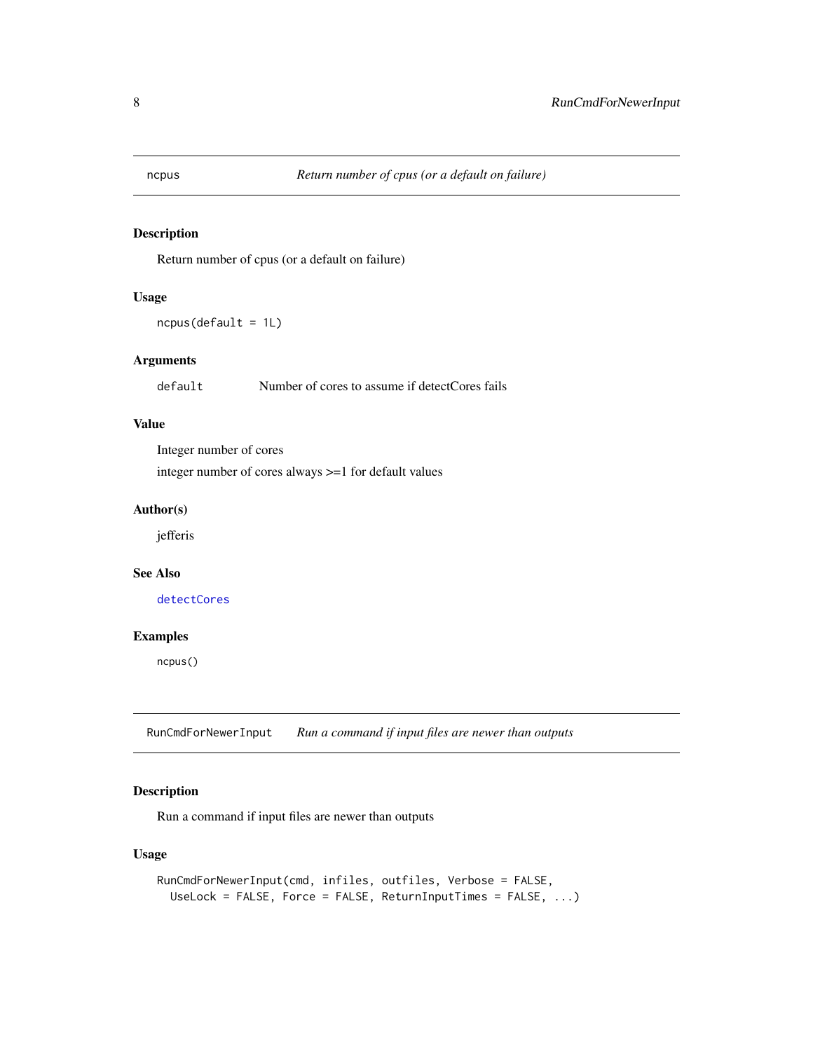## ncpus — *Return number of cpus (or a default on failure)*

### Description

Return number of cpus (or a default on failure)

### Usage

```
ncpus(default = 1L)
```

### Arguments

| | |
|---|---|
| `default` | Number of cores to assume if detectCores fails |

### Value

Integer number of cores

integer number of cores always >=1 for default values

### Author(s)

jefferis

### See Also

`detectCores`

### Examples

```
ncpus()
```

## RunCmdForNewerInput — *Run a command if input files are newer than outputs*

### Description

Run a command if input files are newer than outputs

### Usage

```
RunCmdForNewerInput(cmd, infiles, outfiles, Verbose = FALSE,
  UseLock = FALSE, Force = FALSE, ReturnInputTimes = FALSE, ...)
```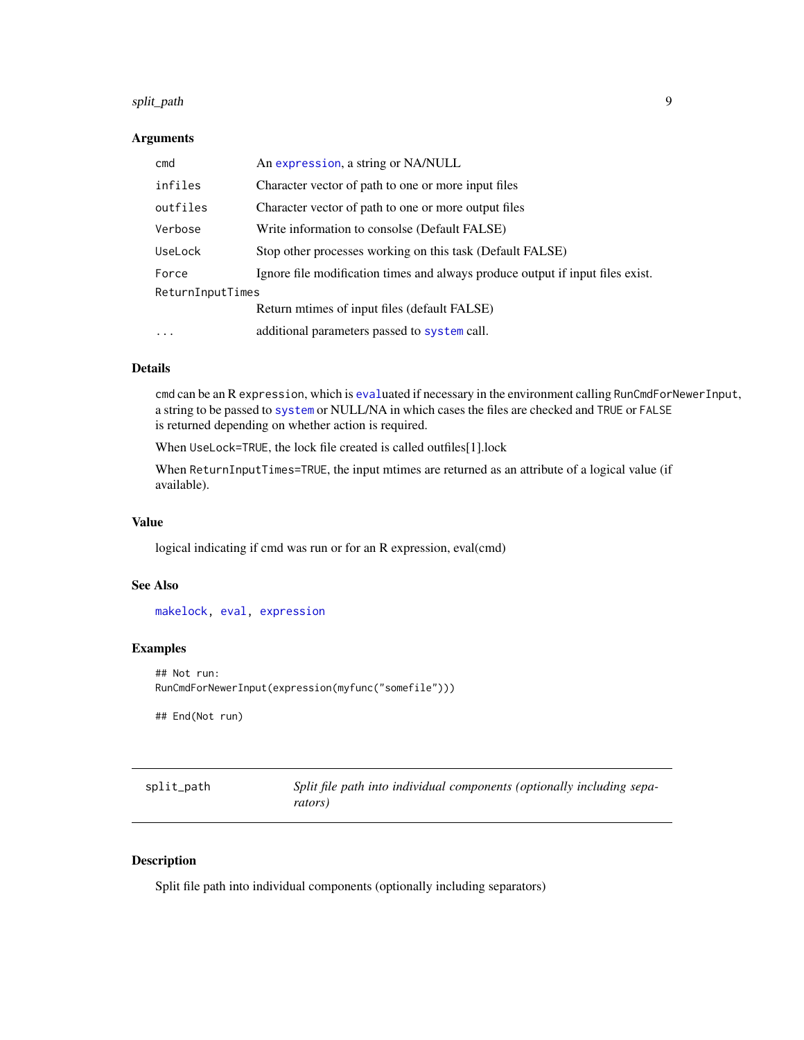## Arguments

| | |
|---|---|
| cmd | An expression, a string or NA/NULL |
| infiles | Character vector of path to one or more input files |
| outfiles | Character vector of path to one or more output files |
| Verbose | Write information to consolse (Default FALSE) |
| UseLock | Stop other processes working on this task (Default FALSE) |
| Force | Ignore file modification times and always produce output if input files exist. |
| ReturnInputTimes | Return mtimes of input files (default FALSE) |
| ... | additional parameters passed to system call. |

## Details

cmd can be an R expression, which is evaluated if necessary in the environment calling RunCmdForNewerInput, a string to be passed to system or NULL/NA in which cases the files are checked and TRUE or FALSE is returned depending on whether action is required.

When UseLock=TRUE, the lock file created is called outfiles[1].lock

When ReturnInputTimes=TRUE, the input mtimes are returned as an attribute of a logical value (if available).

## Value

logical indicating if cmd was run or for an R expression, eval(cmd)

## See Also

makelock, eval, expression

## Examples

```
## Not run:
RunCmdForNewerInput(expression(myfunc("somefile")))

## End(Not run)
```

---

# split_path — *Split file path into individual components (optionally including separators)*

## Description

Split file path into individual components (optionally including separators)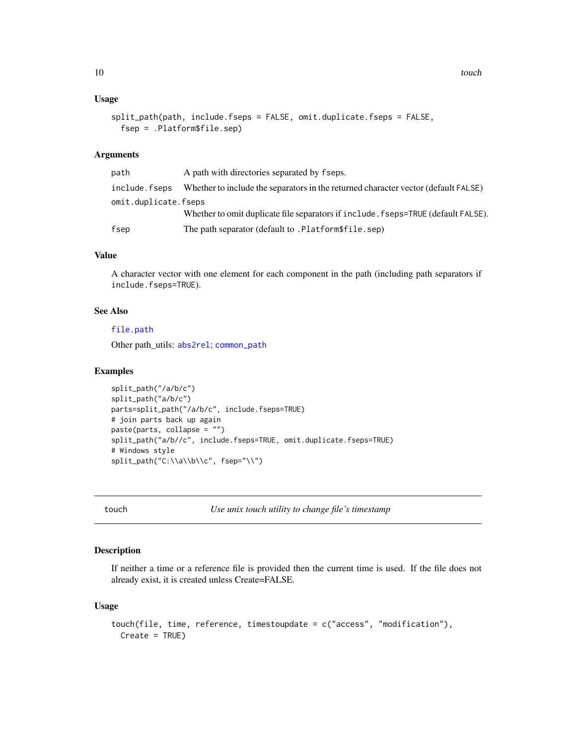### Usage

```
split_path(path, include.fseps = FALSE, omit.duplicate.fseps = FALSE,
  fsep = .Platform$file.sep)
```

### Arguments

| | |
|---|---|
| path | A path with directories separated by fseps. |
| include.fseps | Whether to include the separators in the returned character vector (default FALSE) |
| omit.duplicate.fseps | Whether to omit duplicate file separators if include.fseps=TRUE (default FALSE). |
| fsep | The path separator (default to .Platform$file.sep) |

### Value

A character vector with one element for each component in the path (including path separators if include.fseps=TRUE).

### See Also

file.path

Other path_utils: abs2rel; common_path

### Examples

```
split_path("/a/b/c")
split_path("a/b/c")
parts=split_path("/a/b/c", include.fseps=TRUE)
# join parts back up again
paste(parts, collapse = "")
split_path("a/b//c", include.fseps=TRUE, omit.duplicate.fseps=TRUE)
# Windows style
split_path("C:\\a\\b\\c", fsep="\\")
```

---

## touch — *Use unix touch utility to change file's timestamp*

### Description

If neither a time or a reference file is provided then the current time is used. If the file does not already exist, it is created unless Create=FALSE.

### Usage

```
touch(file, time, reference, timestoupdate = c("access", "modification"),
  Create = TRUE)
```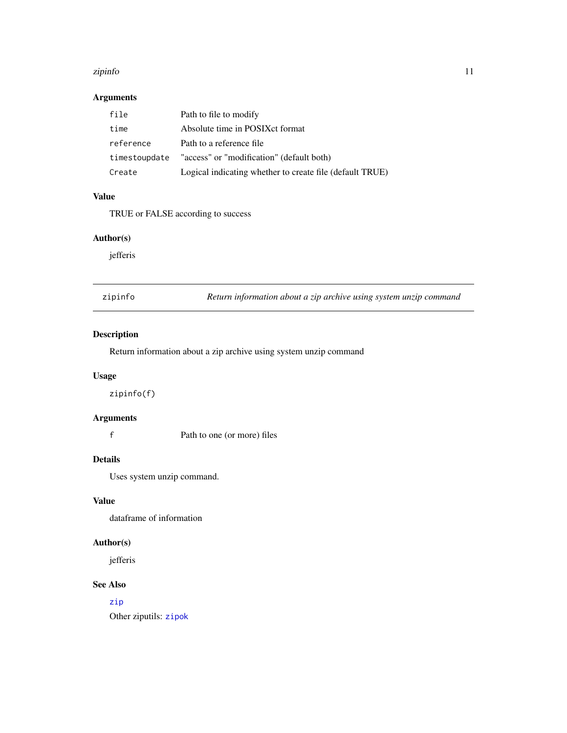### Arguments

| | |
|---|---|
| `file` | Path to file to modify |
| `time` | Absolute time in POSIXct format |
| `reference` | Path to a reference file |
| `timestoupdate` | "access" or "modification" (default both) |
| `Create` | Logical indicating whether to create file (default TRUE) |

### Value

TRUE or FALSE according to success

### Author(s)

jefferis

---

## `zipinfo` — *Return information about a zip archive using system unzip command*

---

### Description

Return information about a zip archive using system unzip command

### Usage

```
zipinfo(f)
```

### Arguments

| | |
|---|---|
| `f` | Path to one (or more) files |

### Details

Uses system unzip command.

### Value

dataframe of information

### Author(s)

jefferis

### See Also

`zip`

Other ziputils: `zipok`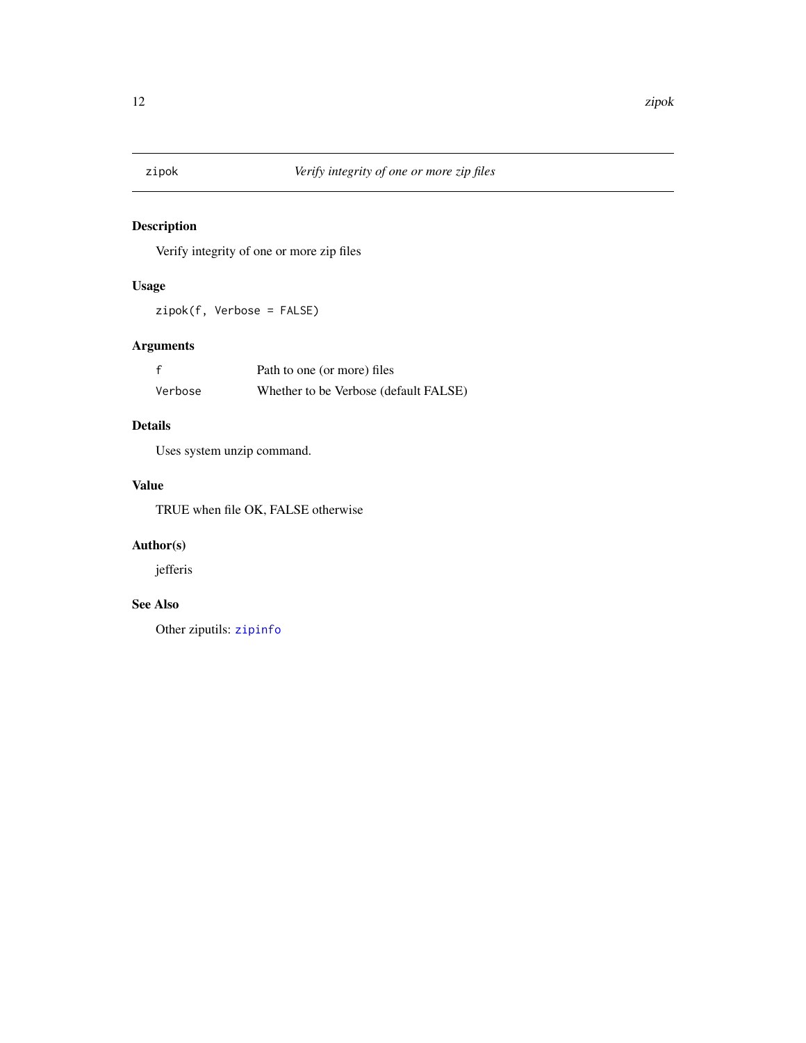# zipok — *Verify integrity of one or more zip files*

## Description

Verify integrity of one or more zip files

## Usage

```
zipok(f, Verbose = FALSE)
```

## Arguments

| | |
|---|---|
| `f` | Path to one (or more) files |
| `Verbose` | Whether to be Verbose (default FALSE) |

## Details

Uses system unzip command.

## Value

TRUE when file OK, FALSE otherwise

## Author(s)

jefferis

## See Also

Other ziputils: `zipinfo`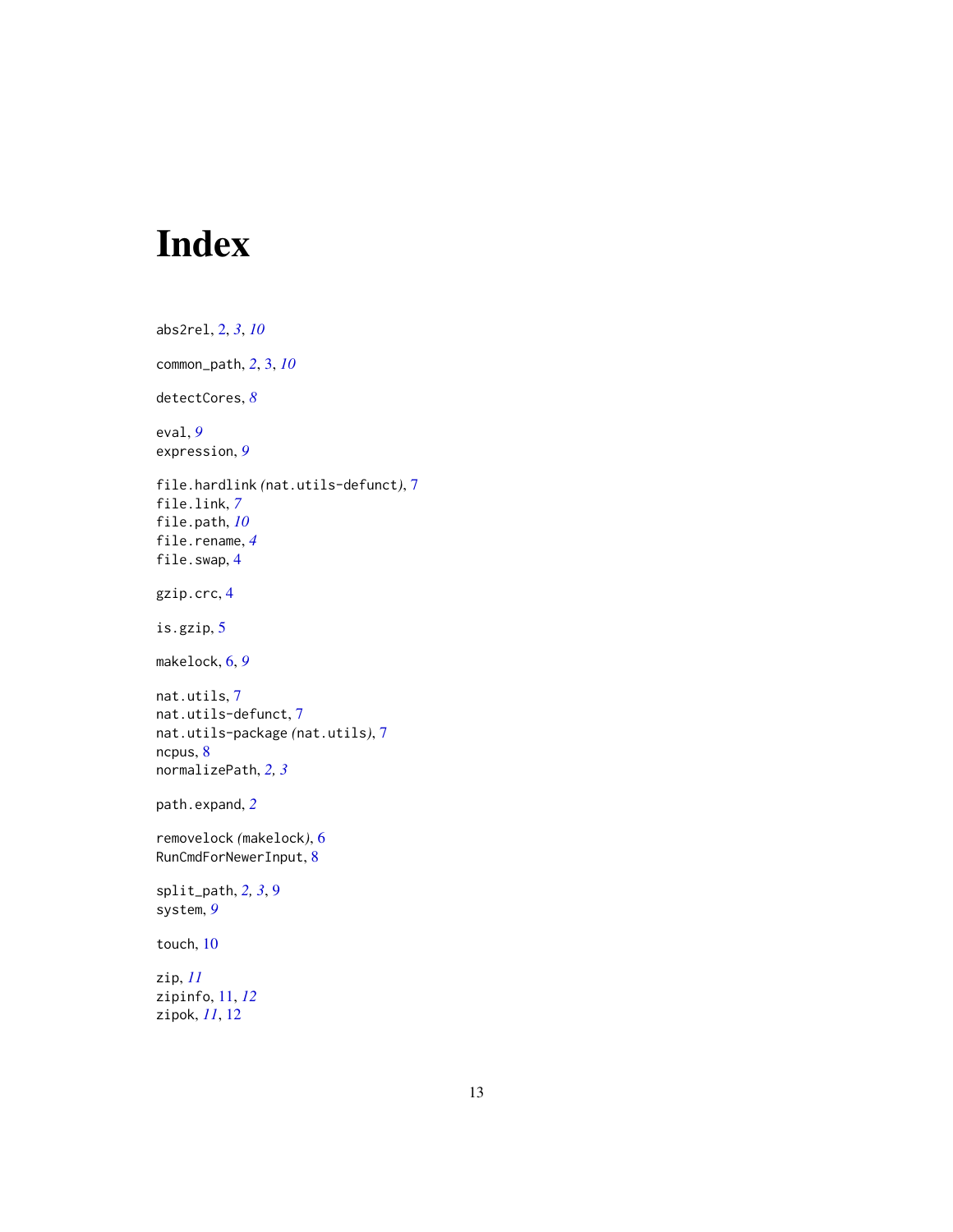# Index

abs2rel, 2, *3*, *10*

common_path, *2*, 3, *10*

detectCores, *8*

eval, *9*
expression, *9*

file.hardlink *(*nat.utils-defunct*)*, 7
file.link, *7*
file.path, *10*
file.rename, *4*
file.swap, 4

gzip.crc, 4

is.gzip, 5

makelock, 6, *9*

nat.utils, 7
nat.utils-defunct, 7
nat.utils-package *(*nat.utils*)*, 7
ncpus, 8
normalizePath, *2, 3*

path.expand, *2*

removelock *(*makelock*)*, 6
RunCmdForNewerInput, 8

split_path, *2, 3*, 9
system, *9*

touch, 10

zip, *11*
zipinfo, 11, *12*
zipok, *11*, 12